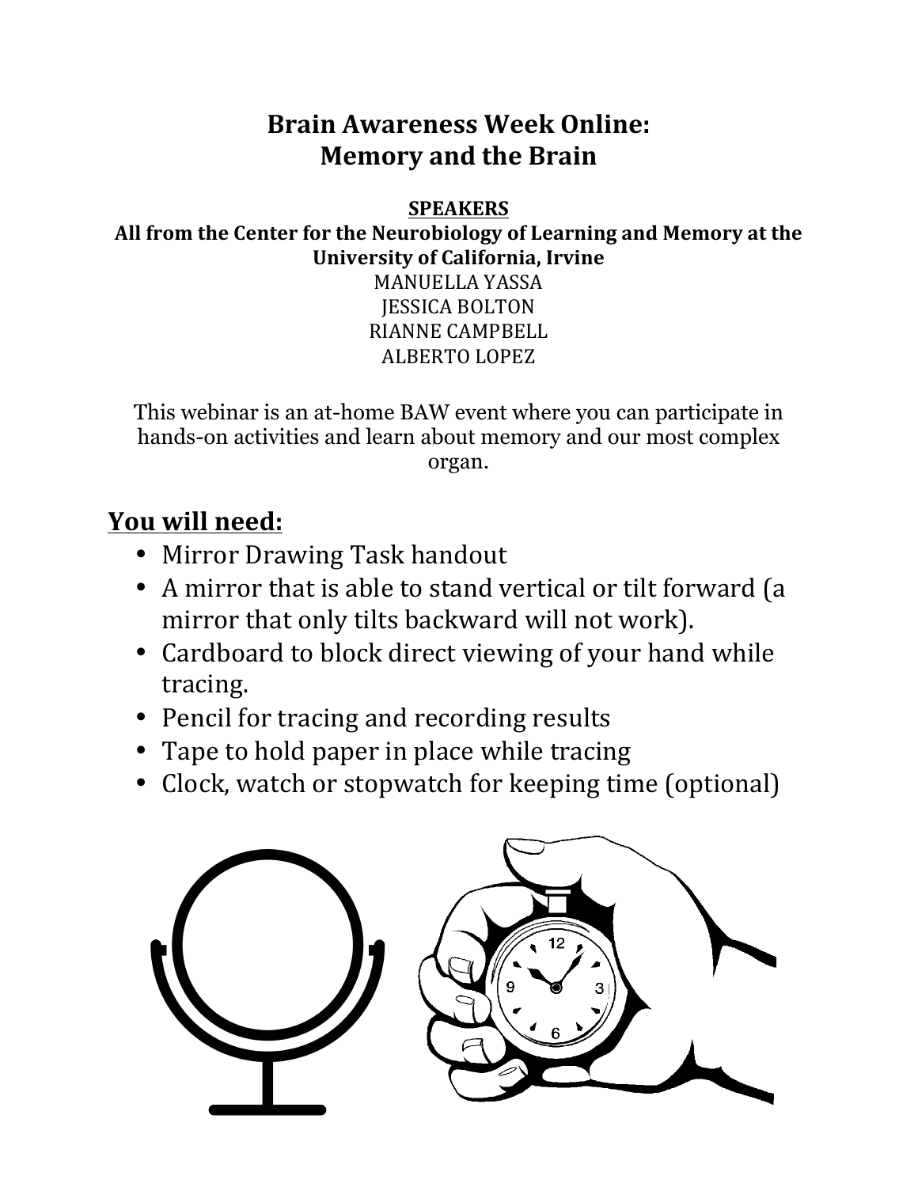# Brain Awareness Week Online: Memory and the Brain

**SPEAKERS**

**All from the Center for the Neurobiology of Learning and Memory at the University of California, Irvine**

MANUELLA YASSA
JESSICA BOLTON
RIANNE CAMPBELL
ALBERTO LOPEZ

This webinar is an at-home BAW event where you can participate in hands-on activities and learn about memory and our most complex organ.

## You will need:

- Mirror Drawing Task handout
- A mirror that is able to stand vertical or tilt forward (a mirror that only tilts backward will not work).
- Cardboard to block direct viewing of your hand while tracing.
- Pencil for tracing and recording results
- Tape to hold paper in place while tracing
- Clock, watch or stopwatch for keeping time (optional)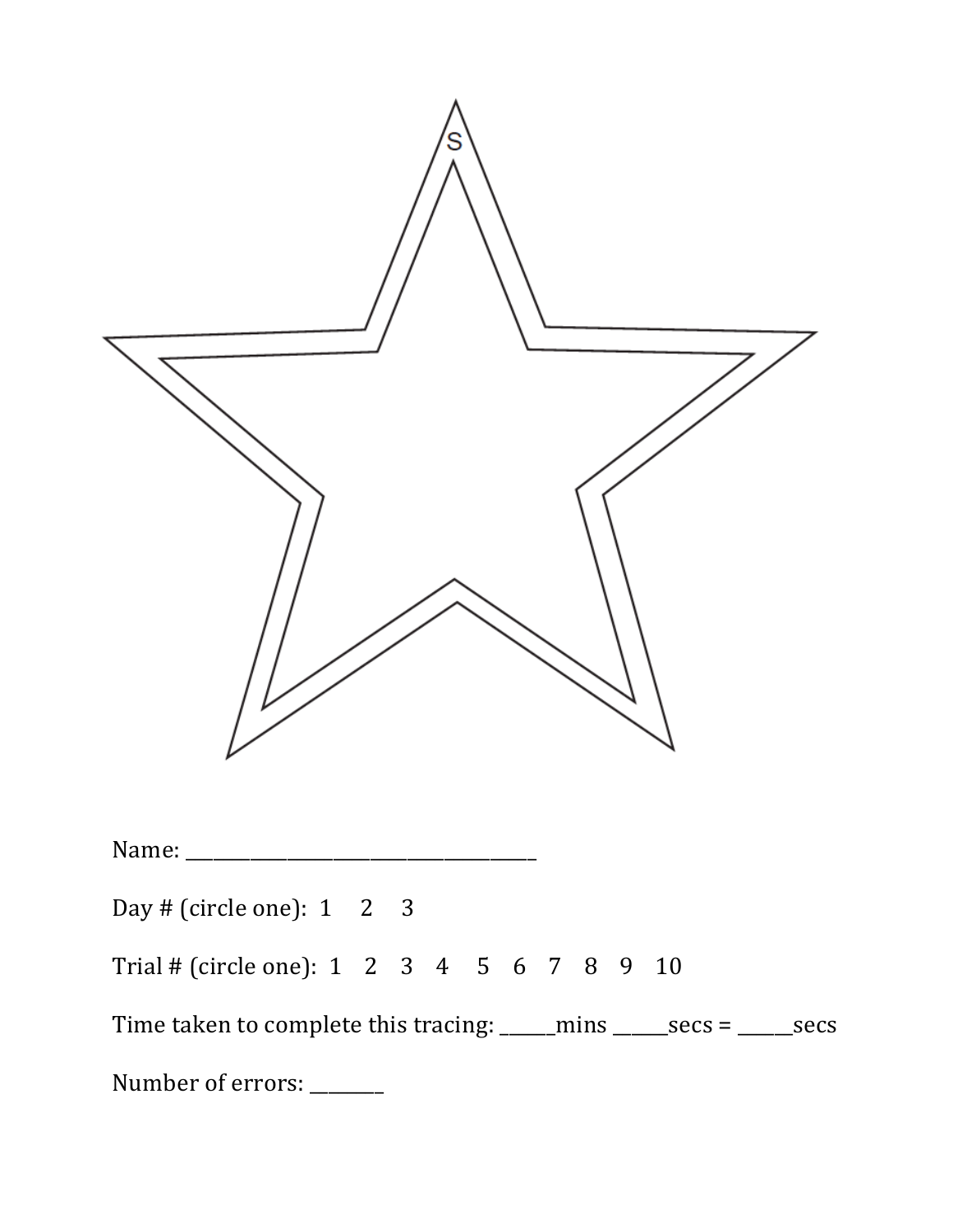S

Name: ___________________________________

Day # (circle one): 1 2 3

Trial # (circle one): 1 2 3 4 5 6 7 8 9 10

Time taken to complete this tracing: _____mins _____secs = _____secs

Number of errors: _______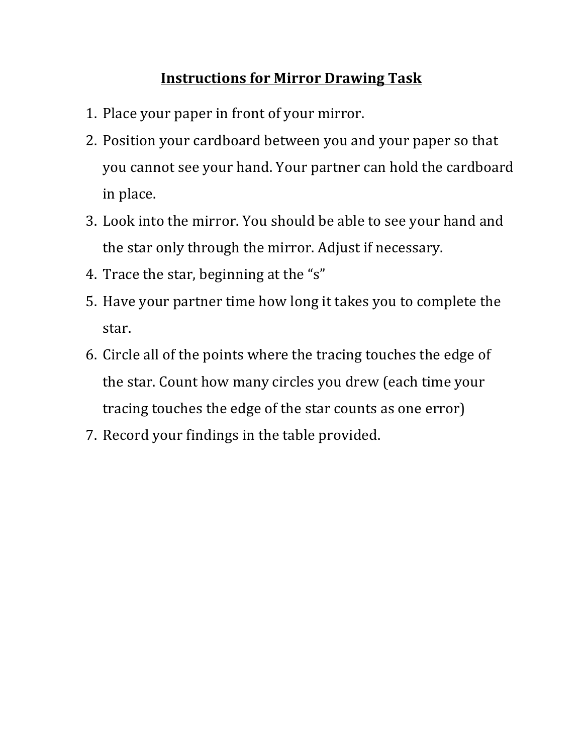# Instructions for Mirror Drawing Task

1. Place your paper in front of your mirror.
2. Position your cardboard between you and your paper so that you cannot see your hand. Your partner can hold the cardboard in place.
3. Look into the mirror. You should be able to see your hand and the star only through the mirror. Adjust if necessary.
4. Trace the star, beginning at the "s"
5. Have your partner time how long it takes you to complete the star.
6. Circle all of the points where the tracing touches the edge of the star. Count how many circles you drew (each time your tracing touches the edge of the star counts as one error)
7. Record your findings in the table provided.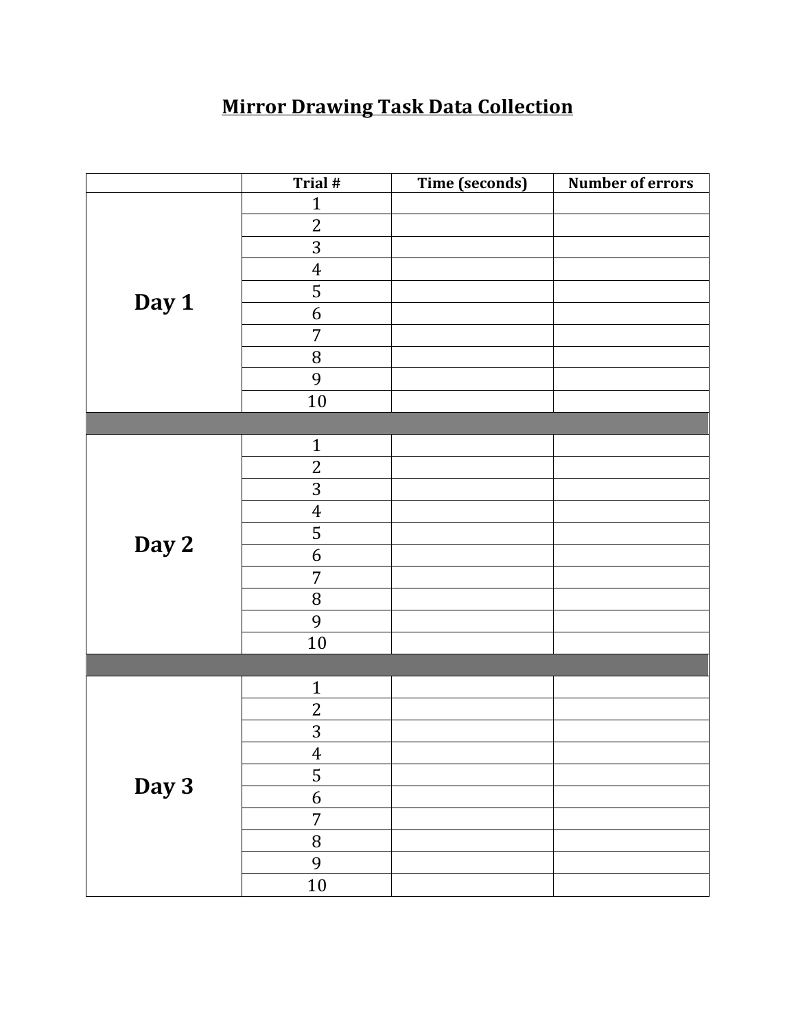# Mirror Drawing Task Data Collection

| | Trial # | Time (seconds) | Number of errors |
|---|---|---|---|
| **Day 1** | 1 | | |
| | 2 | | |
| | 3 | | |
| | 4 | | |
| | 5 | | |
| | 6 | | |
| | 7 | | |
| | 8 | | |
| | 9 | | |
| | 10 | | |
| | | | |
| **Day 2** | 1 | | |
| | 2 | | |
| | 3 | | |
| | 4 | | |
| | 5 | | |
| | 6 | | |
| | 7 | | |
| | 8 | | |
| | 9 | | |
| | 10 | | |
| | | | |
| **Day 3** | 1 | | |
| | 2 | | |
| | 3 | | |
| | 4 | | |
| | 5 | | |
| | 6 | | |
| | 7 | | |
| | 8 | | |
| | 9 | | |
| | 10 | | |